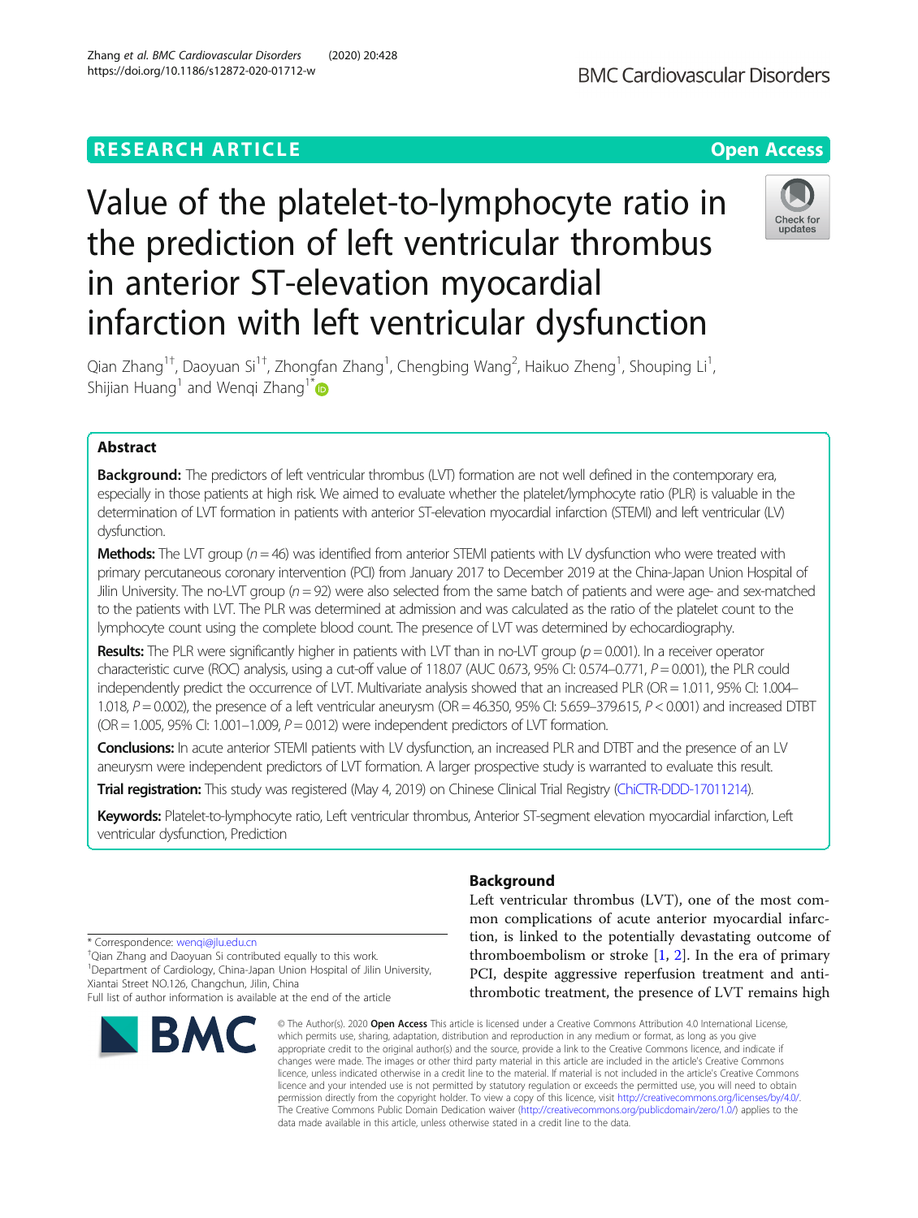RESEARCH ARTICLE

Open Access

# Value of the platelet-to-lymphocyte ratio in the prediction of left ventricular thrombus in anterior ST-elevation myocardial infarction with left ventricular dysfunction

Qian Zhang[1†], Daoyuan Si[1†], Zhongfan Zhang[1], Chengbing Wang[2], Haikuo Zheng[1], Shouping Li[1], Shijian Huang[1] and Wenqi Zhang[1*]

## Abstract

**Background:** The predictors of left ventricular thrombus (LVT) formation are not well defined in the contemporary era, especially in those patients at high risk. We aimed to evaluate whether the platelet/lymphocyte ratio (PLR) is valuable in the determination of LVT formation in patients with anterior ST-elevation myocardial infarction (STEMI) and left ventricular (LV) dysfunction.

**Methods:** The LVT group ($n = 46$) was identified from anterior STEMI patients with LV dysfunction who were treated with primary percutaneous coronary intervention (PCI) from January 2017 to December 2019 at the China-Japan Union Hospital of Jilin University. The no-LVT group ($n = 92$) were also selected from the same batch of patients and were age- and sex-matched to the patients with LVT. The PLR was determined at admission and was calculated as the ratio of the platelet count to the lymphocyte count using the complete blood count. The presence of LVT was determined by echocardiography.

**Results:** The PLR were significantly higher in patients with LVT than in no-LVT group ($p = 0.001$). In a receiver operator characteristic curve (ROC) analysis, using a cut-off value of 118.07 (AUC 0.673, 95% CI: 0.574–0.771, $P = 0.001$), the PLR could independently predict the occurrence of LVT. Multivariate analysis showed that an increased PLR (OR = 1.011, 95% CI: 1.004–1.018, $P = 0.002$), the presence of a left ventricular aneurysm (OR = 46.350, 95% CI: 5.659–379.615, $P < 0.001$) and increased DTBT (OR = 1.005, 95% CI: 1.001–1.009, $P = 0.012$) were independent predictors of LVT formation.

**Conclusions:** In acute anterior STEMI patients with LV dysfunction, an increased PLR and DTBT and the presence of an LV aneurysm were independent predictors of LVT formation. A larger prospective study is warranted to evaluate this result.

**Trial registration:** This study was registered (May 4, 2019) on Chinese Clinical Trial Registry (ChiCTR-DDD-17011214).

**Keywords:** Platelet-to-lymphocyte ratio, Left ventricular thrombus, Anterior ST-segment elevation myocardial infarction, Left ventricular dysfunction, Prediction

* Correspondence: wenqi@jlu.edu.cn

†Qian Zhang and Daoyuan Si contributed equally to this work.

[1]Department of Cardiology, China-Japan Union Hospital of Jilin University, Xiantai Street NO.126, Changchun, Jilin, China

Full list of author information is available at the end of the article

## Background

Left ventricular thrombus (LVT), one of the most common complications of acute anterior myocardial infarction, is linked to the potentially devastating outcome of thromboembolism or stroke [1, 2]. In the era of primary PCI, despite aggressive reperfusion treatment and antithrombotic treatment, the presence of LVT remains high

© The Author(s). 2020 **Open Access** This article is licensed under a Creative Commons Attribution 4.0 International License, which permits use, sharing, adaptation, distribution and reproduction in any medium or format, as long as you give appropriate credit to the original author(s) and the source, provide a link to the Creative Commons licence, and indicate if changes were made. The images or other third party material in this article are included in the article's Creative Commons licence, unless indicated otherwise in a credit line to the material. If material is not included in the article's Creative Commons licence and your intended use is not permitted by statutory regulation or exceeds the permitted use, you will need to obtain permission directly from the copyright holder. To view a copy of this licence, visit http://creativecommons.org/licenses/by/4.0/. The Creative Commons Public Domain Dedication waiver (http://creativecommons.org/publicdomain/zero/1.0/) applies to the data made available in this article, unless otherwise stated in a credit line to the data.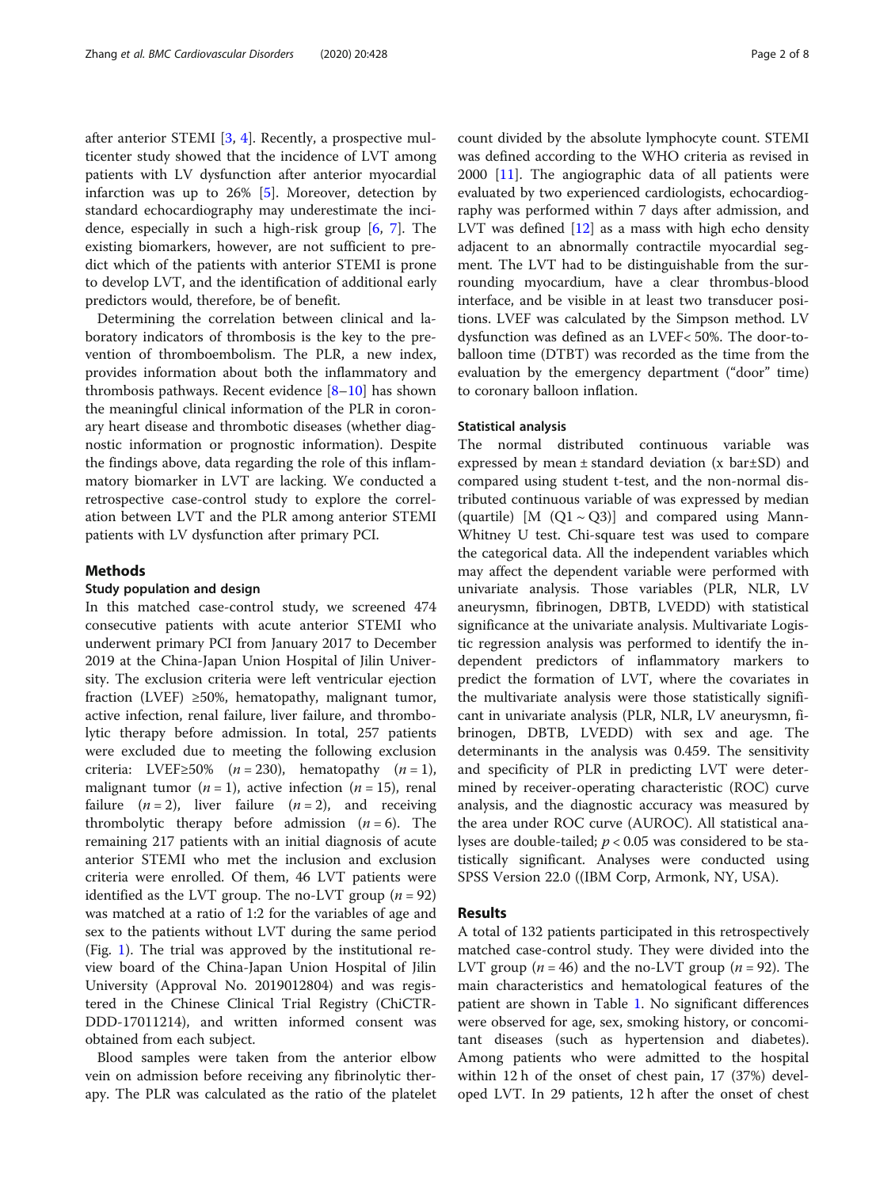after anterior STEMI [3, 4]. Recently, a prospective multicenter study showed that the incidence of LVT among patients with LV dysfunction after anterior myocardial infarction was up to 26% [5]. Moreover, detection by standard echocardiography may underestimate the incidence, especially in such a high-risk group [6, 7]. The existing biomarkers, however, are not sufficient to predict which of the patients with anterior STEMI is prone to develop LVT, and the identification of additional early predictors would, therefore, be of benefit.

Determining the correlation between clinical and laboratory indicators of thrombosis is the key to the prevention of thromboembolism. The PLR, a new index, provides information about both the inflammatory and thrombosis pathways. Recent evidence [8–10] has shown the meaningful clinical information of the PLR in coronary heart disease and thrombotic diseases (whether diagnostic information or prognostic information). Despite the findings above, data regarding the role of this inflammatory biomarker in LVT are lacking. We conducted a retrospective case-control study to explore the correlation between LVT and the PLR among anterior STEMI patients with LV dysfunction after primary PCI.

## Methods

### Study population and design

In this matched case-control study, we screened 474 consecutive patients with acute anterior STEMI who underwent primary PCI from January 2017 to December 2019 at the China-Japan Union Hospital of Jilin University. The exclusion criteria were left ventricular ejection fraction (LVEF) ≥50%, hematopathy, malignant tumor, active infection, renal failure, liver failure, and thrombolytic therapy before admission. In total, 257 patients were excluded due to meeting the following exclusion criteria: LVEF≥50% ($n = 230$), hematopathy ($n = 1$), malignant tumor ($n = 1$), active infection ($n = 15$), renal failure ($n = 2$), liver failure ($n = 2$), and receiving thrombolytic therapy before admission ($n = 6$). The remaining 217 patients with an initial diagnosis of acute anterior STEMI who met the inclusion and exclusion criteria were enrolled. Of them, 46 LVT patients were identified as the LVT group. The no-LVT group ($n = 92$) was matched at a ratio of 1:2 for the variables of age and sex to the patients without LVT during the same period (Fig. 1). The trial was approved by the institutional review board of the China-Japan Union Hospital of Jilin University (Approval No. 2019012804) and was registered in the Chinese Clinical Trial Registry (ChiCTR-DDD-17011214), and written informed consent was obtained from each subject.

Blood samples were taken from the anterior elbow vein on admission before receiving any fibrinolytic therapy. The PLR was calculated as the ratio of the platelet count divided by the absolute lymphocyte count. STEMI was defined according to the WHO criteria as revised in 2000 [11]. The angiographic data of all patients were evaluated by two experienced cardiologists, echocardiography was performed within 7 days after admission, and LVT was defined [12] as a mass with high echo density adjacent to an abnormally contractile myocardial segment. The LVT had to be distinguishable from the surrounding myocardium, have a clear thrombus-blood interface, and be visible in at least two transducer positions. LVEF was calculated by the Simpson method. LV dysfunction was defined as an LVEF< 50%. The door-to-balloon time (DTBT) was recorded as the time from the evaluation by the emergency department ("door" time) to coronary balloon inflation.

### Statistical analysis

The normal distributed continuous variable was expressed by mean ± standard deviation (x bar±SD) and compared using student t-test, and the non-normal distributed continuous variable of was expressed by median (quartile) [M (Q1 ~ Q3)] and compared using Mann-Whitney U test. Chi-square test was used to compare the categorical data. All the independent variables which may affect the dependent variable were performed with univariate analysis. Those variables (PLR, NLR, LV aneurysmn, fibrinogen, DBTB, LVEDD) with statistical significance at the univariate analysis. Multivariate Logistic regression analysis was performed to identify the independent predictors of inflammatory markers to predict the formation of LVT, where the covariates in the multivariate analysis were those statistically significant in univariate analysis (PLR, NLR, LV aneurysmn, fibrinogen, DBTB, LVEDD) with sex and age. The determinants in the analysis was 0.459. The sensitivity and specificity of PLR in predicting LVT were determined by receiver-operating characteristic (ROC) curve analysis, and the diagnostic accuracy was measured by the area under ROC curve (AUROC). All statistical analyses are double-tailed; $p < 0.05$ was considered to be statistically significant. Analyses were conducted using SPSS Version 22.0 ((IBM Corp, Armonk, NY, USA).

## Results

A total of 132 patients participated in this retrospectively matched case-control study. They were divided into the LVT group ($n = 46$) and the no-LVT group ($n = 92$). The main characteristics and hematological features of the patient are shown in Table 1. No significant differences were observed for age, sex, smoking history, or concomitant diseases (such as hypertension and diabetes). Among patients who were admitted to the hospital within 12 h of the onset of chest pain, 17 (37%) developed LVT. In 29 patients, 12 h after the onset of chest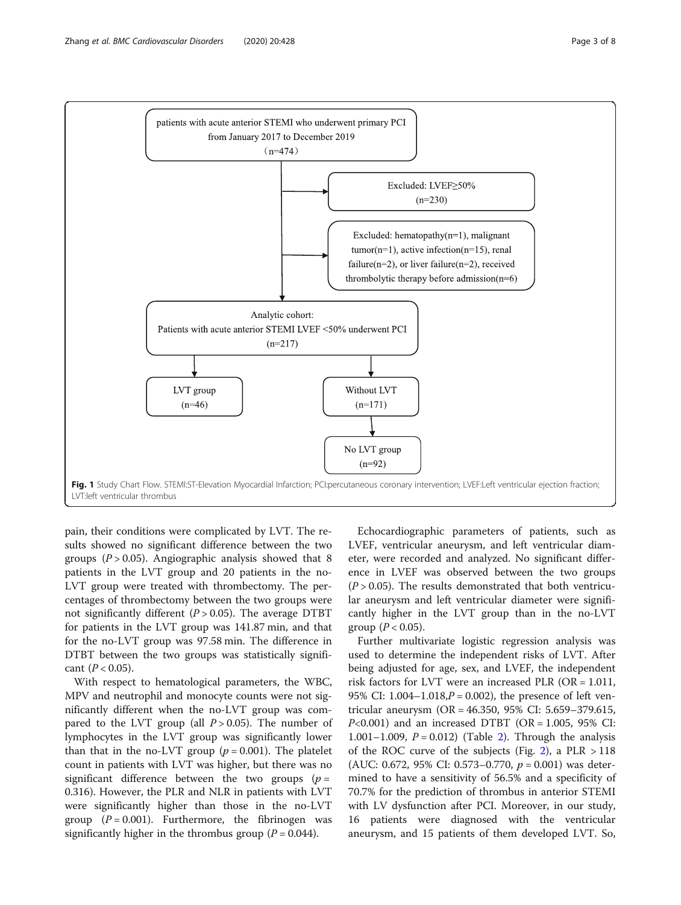patients with acute anterior STEMI who underwent primary PCI from January 2017 to December 2019 (n=474)

- Excluded: LVEF≥50% (n=230)
- Excluded: hematopathy(n=1), malignant tumor(n=1), active infection(n=15), renal failure(n=2), or liver failure(n=2), received thrombolytic therapy before admission(n=6)

Analytic cohort: Patients with acute anterior STEMI LVEF <50% underwent PCI (n=217)

- LVT group (n=46)
- Without LVT (n=171) → No LVT group (n=92)

**Fig. 1** Study Chart Flow. STEMI:ST-Elevation Myocardial Infarction; PCI:percutaneous coronary intervention; LVEF:Left ventricular ejection fraction; LVT:left ventricular thrombus

pain, their conditions were complicated by LVT. The results showed no significant difference between the two groups ($P > 0.05$). Angiographic analysis showed that 8 patients in the LVT group and 20 patients in the no-LVT group were treated with thrombectomy. The percentages of thrombectomy between the two groups were not significantly different ($P > 0.05$). The average DTBT for patients in the LVT group was 141.87 min, and that for the no-LVT group was 97.58 min. The difference in DTBT between the two groups was statistically significant ($P < 0.05$).

With respect to hematological parameters, the WBC, MPV and neutrophil and monocyte counts were not significantly different when the no-LVT group was compared to the LVT group (all $P > 0.05$). The number of lymphocytes in the LVT group was significantly lower than that in the no-LVT group ($p = 0.001$). The platelet count in patients with LVT was higher, but there was no significant difference between the two groups ($p = 0.316$). However, the PLR and NLR in patients with LVT were significantly higher than those in the no-LVT group ($P = 0.001$). Furthermore, the fibrinogen was significantly higher in the thrombus group ($P = 0.044$).

Echocardiographic parameters of patients, such as LVEF, ventricular aneurysm, and left ventricular diameter, were recorded and analyzed. No significant difference in LVEF was observed between the two groups ($P > 0.05$). The results demonstrated that both ventricular aneurysm and left ventricular diameter were significantly higher in the LVT group than in the no-LVT group ($P < 0.05$).

Further multivariate logistic regression analysis was used to determine the independent risks of LVT. After being adjusted for age, sex, and LVEF, the independent risk factors for LVT were an increased PLR (OR = 1.011, 95% CI: 1.004–1.018, $P = 0.002$), the presence of left ventricular aneurysm (OR = 46.350, 95% CI: 5.659–379.615, $P<0.001$) and an increased DTBT (OR = 1.005, 95% CI: 1.001–1.009, $P = 0.012$) (Table 2). Through the analysis of the ROC curve of the subjects (Fig. 2), a PLR > 118 (AUC: 0.672, 95% CI: 0.573–0.770, $p = 0.001$) was determined to have a sensitivity of 56.5% and a specificity of 70.7% for the prediction of thrombus in anterior STEMI with LV dysfunction after PCI. Moreover, in our study, 16 patients were diagnosed with the ventricular aneurysm, and 15 patients of them developed LVT. So,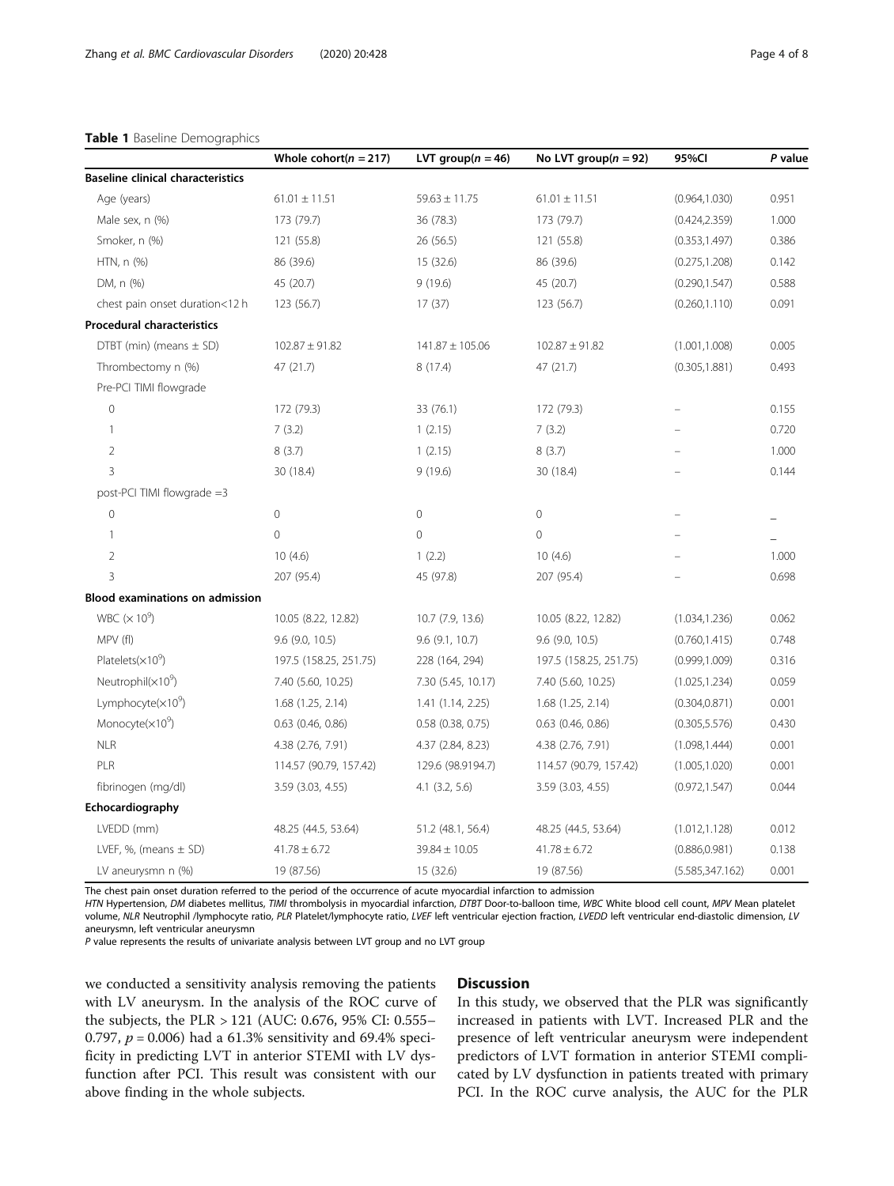**Table 1** Baseline Demographics

| | Whole cohort(n = 217) | LVT group(n = 46) | No LVT group(n = 92) | 95%CI | P value |
|---|---|---|---|---|---|
| **Baseline clinical characteristics** | | | | | |
| Age (years) | 61.01 ± 11.51 | 59.63 ± 11.75 | 61.01 ± 11.51 | (0.964,1.030) | 0.951 |
| Male sex, n (%) | 173 (79.7) | 36 (78.3) | 173 (79.7) | (0.424,2.359) | 1.000 |
| Smoker, n (%) | 121 (55.8) | 26 (56.5) | 121 (55.8) | (0.353,1.497) | 0.386 |
| HTN, n (%) | 86 (39.6) | 15 (32.6) | 86 (39.6) | (0.275,1.208) | 0.142 |
| DM, n (%) | 45 (20.7) | 9 (19.6) | 45 (20.7) | (0.290,1.547) | 0.588 |
| chest pain onset duration<12 h | 123 (56.7) | 17 (37) | 123 (56.7) | (0.260,1.110) | 0.091 |
| **Procedural characteristics** | | | | | |
| DTBT (min) (means ± SD) | 102.87 ± 91.82 | 141.87 ± 105.06 | 102.87 ± 91.82 | (1.001,1.008) | 0.005 |
| Thrombectomy n (%) | 47 (21.7) | 8 (17.4) | 47 (21.7) | (0.305,1.881) | 0.493 |
| Pre-PCI TIMI flowgrade | | | | | |
| 0 | 172 (79.3) | 33 (76.1) | 172 (79.3) | – | 0.155 |
| 1 | 7 (3.2) | 1 (2.15) | 7 (3.2) | – | 0.720 |
| 2 | 8 (3.7) | 1 (2.15) | 8 (3.7) | – | 1.000 |
| 3 | 30 (18.4) | 9 (19.6) | 30 (18.4) | – | 0.144 |
| post-PCI TIMI flowgrade =3 | | | | | |
| 0 | 0 | 0 | 0 | – | – |
| 1 | 0 | 0 | 0 | – | – |
| 2 | 10 (4.6) | 1 (2.2) | 10 (4.6) | – | 1.000 |
| 3 | 207 (95.4) | 45 (97.8) | 207 (95.4) | – | 0.698 |
| **Blood examinations on admission** | | | | | |
| WBC ($\times 10^9$) | 10.05 (8.22, 12.82) | 10.7 (7.9, 13.6) | 10.05 (8.22, 12.82) | (1.034,1.236) | 0.062 |
| MPV (fl) | 9.6 (9.0, 10.5) | 9.6 (9.1, 10.7) | 9.6 (9.0, 10.5) | (0.760,1.415) | 0.748 |
| Platelets($\times 10^9$) | 197.5 (158.25, 251.75) | 228 (164, 294) | 197.5 (158.25, 251.75) | (0.999,1.009) | 0.316 |
| Neutrophil($\times 10^9$) | 7.40 (5.60, 10.25) | 7.30 (5.45, 10.17) | 7.40 (5.60, 10.25) | (1.025,1.234) | 0.059 |
| Lymphocyte($\times 10^9$) | 1.68 (1.25, 2.14) | 1.41 (1.14, 2.25) | 1.68 (1.25, 2.14) | (0.304,0.871) | 0.001 |
| Monocyte($\times 10^9$) | 0.63 (0.46, 0.86) | 0.58 (0.38, 0.75) | 0.63 (0.46, 0.86) | (0.305,5.576) | 0.430 |
| NLR | 4.38 (2.76, 7.91) | 4.37 (2.84, 8.23) | 4.38 (2.76, 7.91) | (1.098,1.444) | 0.001 |
| PLR | 114.57 (90.79, 157.42) | 129.6 (98.9194.7) | 114.57 (90.79, 157.42) | (1.005,1.020) | 0.001 |
| fibrinogen (mg/dl) | 3.59 (3.03, 4.55) | 4.1 (3.2, 5.6) | 3.59 (3.03, 4.55) | (0.972,1.547) | 0.044 |
| **Echocardiography** | | | | | |
| LVEDD (mm) | 48.25 (44.5, 53.64) | 51.2 (48.1, 56.4) | 48.25 (44.5, 53.64) | (1.012,1.128) | 0.012 |
| LVEF, %, (means ± SD) | 41.78 ± 6.72 | 39.84 ± 10.05 | 41.78 ± 6.72 | (0.886,0.981) | 0.138 |
| LV aneurysmn n (%) | 19 (87.56) | 15 (32.6) | 19 (87.56) | (5.585,347.162) | 0.001 |

The chest pain onset duration referred to the period of the occurrence of acute myocardial infarction to admission

*HTN* Hypertension, *DM* diabetes mellitus, *TIMI* thrombolysis in myocardial infarction, *DTBT* Door-to-balloon time, *WBC* White blood cell count, *MPV* Mean platelet volume, *NLR* Neutrophil /lymphocyte ratio, *PLR* Platelet/lymphocyte ratio, *LVEF* left ventricular ejection fraction, *LVEDD* left ventricular end-diastolic dimension, *LV aneurysmn*, left ventricular aneurysmn

*P* value represents the results of univariate analysis between LVT group and no LVT group

we conducted a sensitivity analysis removing the patients with LV aneurysm. In the analysis of the ROC curve of the subjects, the PLR > 121 (AUC: 0.676, 95% CI: 0.555–0.797, $p = 0.006$) had a 61.3% sensitivity and 69.4% specificity in predicting LVT in anterior STEMI with LV dysfunction after PCI. This result was consistent with our above finding in the whole subjects.

## Discussion

In this study, we observed that the PLR was significantly increased in patients with LVT. Increased PLR and the presence of left ventricular aneurysm were independent predictors of LVT formation in anterior STEMI complicated by LV dysfunction in patients treated with primary PCI. In the ROC curve analysis, the AUC for the PLR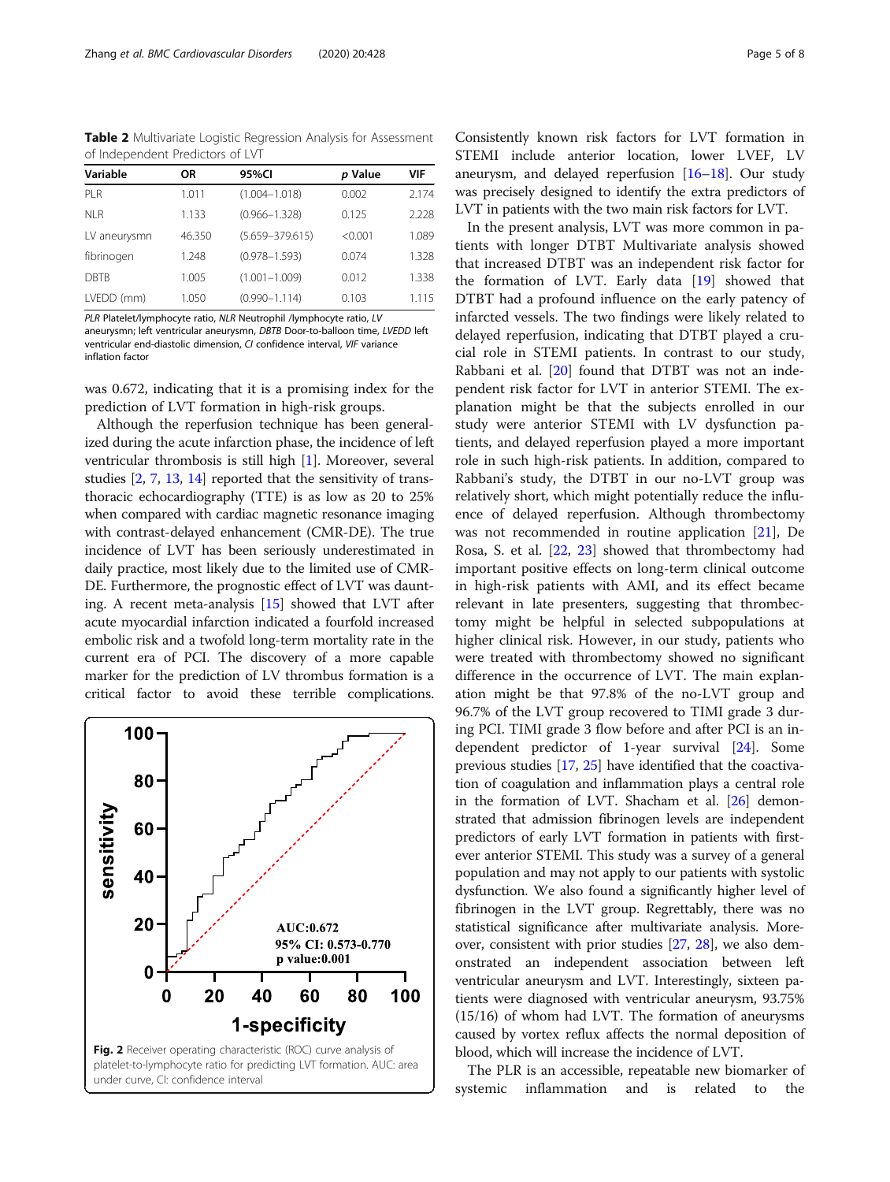**Table 2** Multivariate Logistic Regression Analysis for Assessment of Independent Predictors of LVT

| Variable | OR | 95%CI | *p* Value | VIF |
|---|---|---|---|---|
| PLR | 1.011 | (1.004–1.018) | 0.002 | 2.174 |
| NLR | 1.133 | (0.966–1.328) | 0.125 | 2.228 |
| LV aneurysmn | 46.350 | (5.659–379.615) | <0.001 | 1.089 |
| fibrinogen | 1.248 | (0.978–1.593) | 0.074 | 1.328 |
| DBTB | 1.005 | (1.001–1.009) | 0.012 | 1.338 |
| LVEDD (mm) | 1.050 | (0.990–1.114) | 0.103 | 1.115 |

*PLR* Platelet/lymphocyte ratio, *NLR* Neutrophil /lymphocyte ratio, *LV aneurysmn*; left ventricular aneurysmn, *DBTB* Door-to-balloon time, *LVEDD* left ventricular end-diastolic dimension, *CI* confidence interval, *VIF* variance inflation factor

was 0.672, indicating that it is a promising index for the prediction of LVT formation in high-risk groups.

Although the reperfusion technique has been generalized during the acute infarction phase, the incidence of left ventricular thrombosis is still high [1]. Moreover, several studies [2, 7, 13, 14] reported that the sensitivity of transthoracic echocardiography (TTE) is as low as 20 to 25% when compared with cardiac magnetic resonance imaging with contrast-delayed enhancement (CMR-DE). The true incidence of LVT has been seriously underestimated in daily practice, most likely due to the limited use of CMR-DE. Furthermore, the prognostic effect of LVT was daunting. A recent meta-analysis [15] showed that LVT after acute myocardial infarction indicated a fourfold increased embolic risk and a twofold long-term mortality rate in the current era of PCI. The discovery of a more capable marker for the prediction of LV thrombus formation is a critical factor to avoid these terrible complications.

**Fig. 2** Receiver operating characteristic (ROC) curve analysis of platelet-to-lymphocyte ratio for predicting LVT formation. AUC: area under curve, CI: confidence interval

Consistently known risk factors for LVT formation in STEMI include anterior location, lower LVEF, LV aneurysm, and delayed reperfusion [16–18]. Our study was precisely designed to identify the extra predictors of LVT in patients with the two main risk factors for LVT.

In the present analysis, LVT was more common in patients with longer DTBT Multivariate analysis showed that increased DTBT was an independent risk factor for the formation of LVT. Early data [19] showed that DTBT had a profound influence on the early patency of infarcted vessels. The two findings were likely related to delayed reperfusion, indicating that DTBT played a crucial role in STEMI patients. In contrast to our study, Rabbani et al. [20] found that DTBT was not an independent risk factor for LVT in anterior STEMI. The explanation might be that the subjects enrolled in our study were anterior STEMI with LV dysfunction patients, and delayed reperfusion played a more important role in such high-risk patients. In addition, compared to Rabbani's study, the DTBT in our no-LVT group was relatively short, which might potentially reduce the influence of delayed reperfusion. Although thrombectomy was not recommended in routine application [21], De Rosa, S. et al. [22, 23] showed that thrombectomy had important positive effects on long-term clinical outcome in high-risk patients with AMI, and its effect became relevant in late presenters, suggesting that thrombectomy might be helpful in selected subpopulations at higher clinical risk. However, in our study, patients who were treated with thrombectomy showed no significant difference in the occurrence of LVT. The main explanation might be that 97.8% of the no-LVT group and 96.7% of the LVT group recovered to TIMI grade 3 during PCI. TIMI grade 3 flow before and after PCI is an independent predictor of 1-year survival [24]. Some previous studies [17, 25] have identified that the coactivation of coagulation and inflammation plays a central role in the formation of LVT. Shacham et al. [26] demonstrated that admission fibrinogen levels are independent predictors of early LVT formation in patients with first-ever anterior STEMI. This study was a survey of a general population and may not apply to our patients with systolic dysfunction. We also found a significantly higher level of fibrinogen in the LVT group. Regrettably, there was no statistical significance after multivariate analysis. Moreover, consistent with prior studies [27, 28], we also demonstrated an independent association between left ventricular aneurysm and LVT. Interestingly, sixteen patients were diagnosed with ventricular aneurysm, 93.75% (15/16) of whom had LVT. The formation of aneurysms caused by vortex reflux affects the normal deposition of blood, which will increase the incidence of LVT.

The PLR is an accessible, repeatable new biomarker of systemic inflammation and is related to the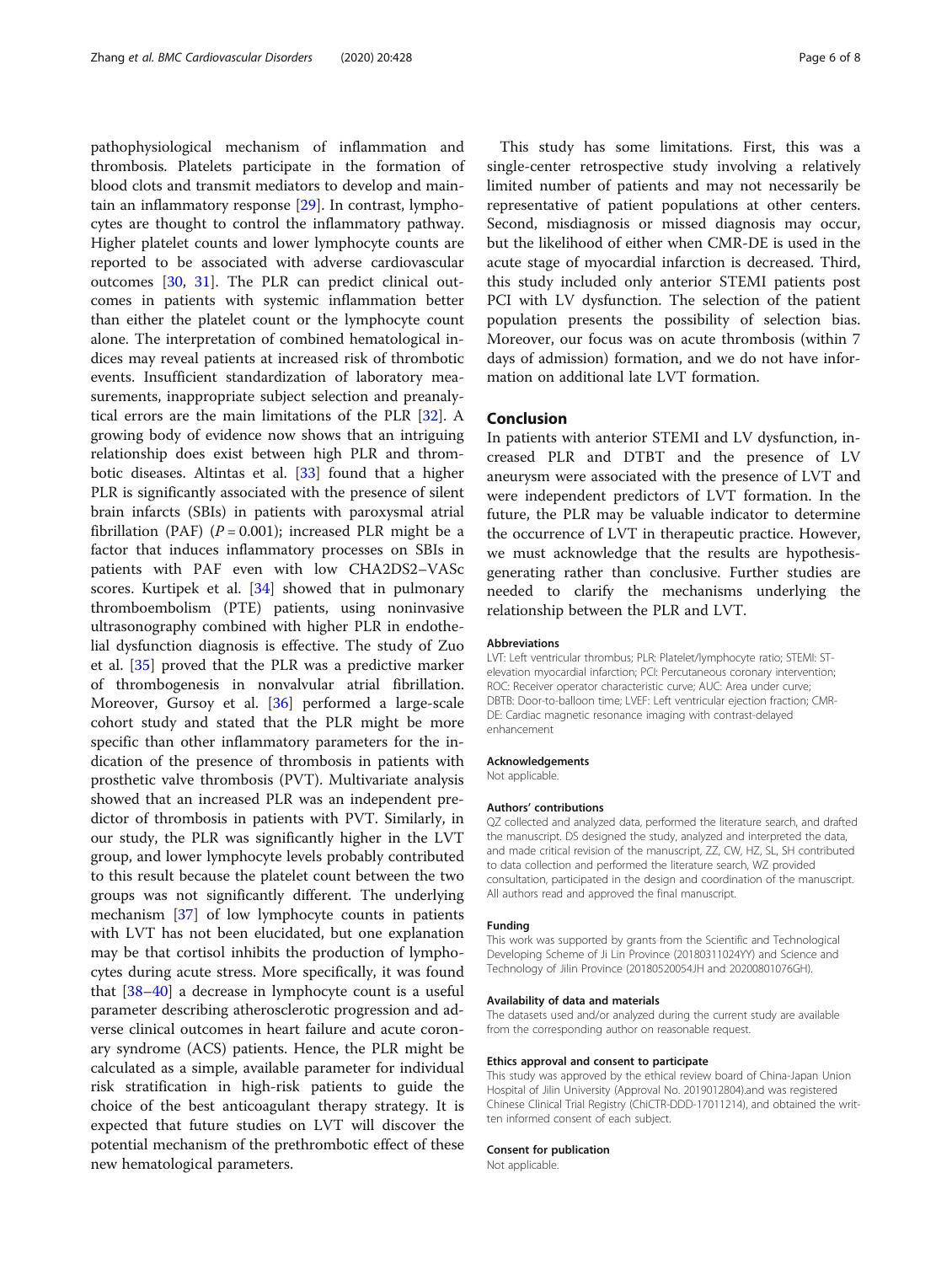pathophysiological mechanism of inflammation and thrombosis. Platelets participate in the formation of blood clots and transmit mediators to develop and maintain an inflammatory response [29]. In contrast, lymphocytes are thought to control the inflammatory pathway. Higher platelet counts and lower lymphocyte counts are reported to be associated with adverse cardiovascular outcomes [30, 31]. The PLR can predict clinical outcomes in patients with systemic inflammation better than either the platelet count or the lymphocyte count alone. The interpretation of combined hematological indices may reveal patients at increased risk of thrombotic events. Insufficient standardization of laboratory measurements, inappropriate subject selection and preanalytical errors are the main limitations of the PLR [32]. A growing body of evidence now shows that an intriguing relationship does exist between high PLR and thrombotic diseases. Altintas et al. [33] found that a higher PLR is significantly associated with the presence of silent brain infarcts (SBIs) in patients with paroxysmal atrial fibrillation (PAF) ($P = 0.001$); increased PLR might be a factor that induces inflammatory processes on SBIs in patients with PAF even with low CHA2DS2–VASc scores. Kurtipek et al. [34] showed that in pulmonary thromboembolism (PTE) patients, using noninvasive ultrasonography combined with higher PLR in endothelial dysfunction diagnosis is effective. The study of Zuo et al. [35] proved that the PLR was a predictive marker of thrombogenesis in nonvalvular atrial fibrillation. Moreover, Gursoy et al. [36] performed a large-scale cohort study and stated that the PLR might be more specific than other inflammatory parameters for the indication of the presence of thrombosis in patients with prosthetic valve thrombosis (PVT). Multivariate analysis showed that an increased PLR was an independent predictor of thrombosis in patients with PVT. Similarly, in our study, the PLR was significantly higher in the LVT group, and lower lymphocyte levels probably contributed to this result because the platelet count between the two groups was not significantly different. The underlying mechanism [37] of low lymphocyte counts in patients with LVT has not been elucidated, but one explanation may be that cortisol inhibits the production of lymphocytes during acute stress. More specifically, it was found that [38–40] a decrease in lymphocyte count is a useful parameter describing atherosclerotic progression and adverse clinical outcomes in heart failure and acute coronary syndrome (ACS) patients. Hence, the PLR might be calculated as a simple, available parameter for individual risk stratification in high-risk patients to guide the choice of the best anticoagulant therapy strategy. It is expected that future studies on LVT will discover the potential mechanism of the prethrombotic effect of these new hematological parameters.

This study has some limitations. First, this was a single-center retrospective study involving a relatively limited number of patients and may not necessarily be representative of patient populations at other centers. Second, misdiagnosis or missed diagnosis may occur, but the likelihood of either when CMR-DE is used in the acute stage of myocardial infarction is decreased. Third, this study included only anterior STEMI patients post PCI with LV dysfunction. The selection of the patient population presents the possibility of selection bias. Moreover, our focus was on acute thrombosis (within 7 days of admission) formation, and we do not have information on additional late LVT formation.

## Conclusion

In patients with anterior STEMI and LV dysfunction, increased PLR and DTBT and the presence of LV aneurysm were associated with the presence of LVT and were independent predictors of LVT formation. In the future, the PLR may be valuable indicator to determine the occurrence of LVT in therapeutic practice. However, we must acknowledge that the results are hypothesis-generating rather than conclusive. Further studies are needed to clarify the mechanisms underlying the relationship between the PLR and LVT.

#### Abbreviations

LVT: Left ventricular thrombus; PLR: Platelet/lymphocyte ratio; STEMI: ST-elevation myocardial infarction; PCI: Percutaneous coronary intervention; ROC: Receiver operator characteristic curve; AUC: Area under curve; DBTB: Door-to-balloon time; LVEF: Left ventricular ejection fraction; CMR-DE: Cardiac magnetic resonance imaging with contrast-delayed enhancement

#### Acknowledgements

Not applicable.

#### Authors' contributions

QZ collected and analyzed data, performed the literature search, and drafted the manuscript. DS designed the study, analyzed and interpreted the data, and made critical revision of the manuscript, ZZ, CW, HZ, SL, SH contributed to data collection and performed the literature search, WZ provided consultation, participated in the design and coordination of the manuscript. All authors read and approved the final manuscript.

#### Funding

This work was supported by grants from the Scientific and Technological Developing Scheme of Ji Lin Province (20180311024YY) and Science and Technology of Jilin Province (20180520054JH and 20200801076GH).

#### Availability of data and materials

The datasets used and/or analyzed during the current study are available from the corresponding author on reasonable request.

#### Ethics approval and consent to participate

This study was approved by the ethical review board of China-Japan Union Hospital of Jilin University (Approval No. 2019012804).and was registered Chinese Clinical Trial Registry (ChiCTR-DDD-17011214), and obtained the written informed consent of each subject.

#### Consent for publication

Not applicable.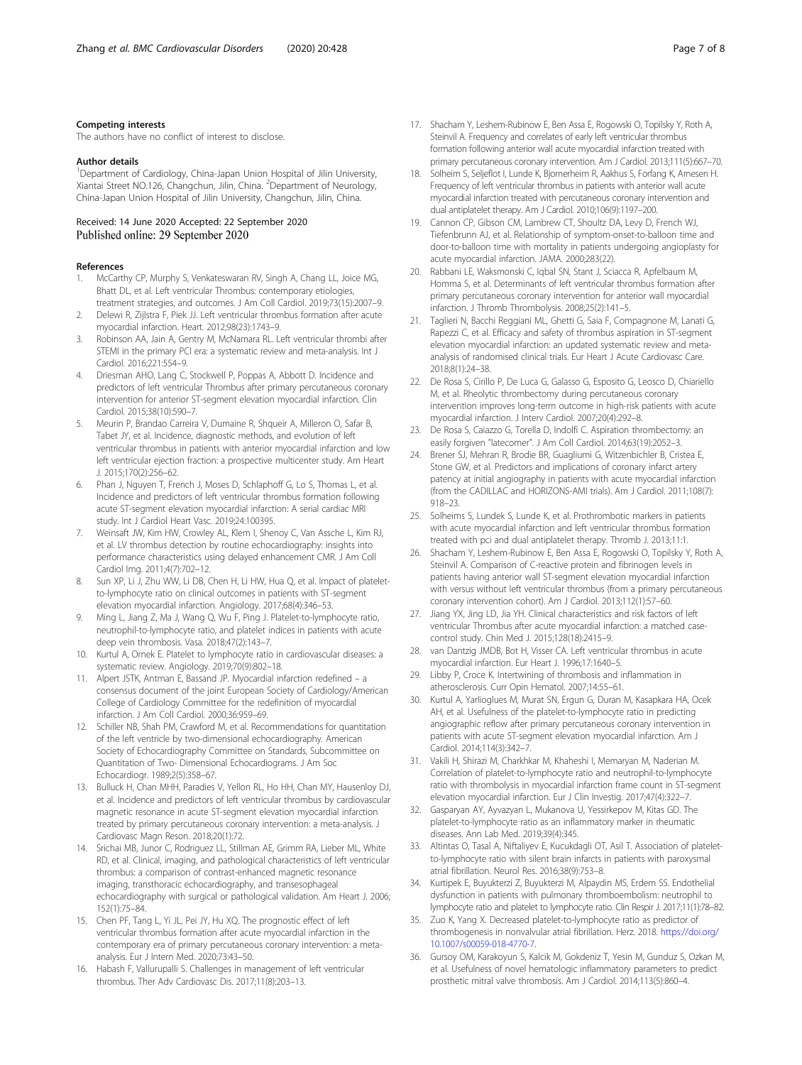### Competing interests

The authors have no conflict of interest to disclose.

### Author details

[1]Department of Cardiology, China-Japan Union Hospital of Jilin University, Xiantai Street NO.126, Changchun, Jilin, China. [2]Department of Neurology, China-Japan Union Hospital of Jilin University, Changchun, Jilin, China.

Received: 14 June 2020 Accepted: 22 September 2020
Published online: 29 September 2020

### References

1. McCarthy CP, Murphy S, Venkateswaran RV, Singh A, Chang LL, Joice MG, Bhatt DL, et al. Left ventricular Thrombus: contemporary etiologies, treatment strategies, and outcomes. J Am Coll Cardiol. 2019;73(15):2007–9.
2. Delewi R, Zijlstra F, Piek JJ. Left ventricular thrombus formation after acute myocardial infarction. Heart. 2012;98(23):1743–9.
3. Robinson AA, Jain A, Gentry M, McNamara RL. Left ventricular thrombi after STEMI in the primary PCI era: a systematic review and meta-analysis. Int J Cardiol. 2016;221:554–9.
4. Driesman AHO, Lang C, Stockwell P, Poppas A, Abbott D. Incidence and predictors of left ventricular Thrombus after primary percutaneous coronary intervention for anterior ST-segment elevation myocardial infarction. Clin Cardiol. 2015;38(10):590–7.
5. Meurin P, Brandao Carreira V, Dumaine R, Shqueir A, Milleron O, Safar B, Tabet JY, et al. Incidence, diagnostic methods, and evolution of left ventricular thrombus in patients with anterior myocardial infarction and low left ventricular ejection fraction: a prospective multicenter study. Am Heart J. 2015;170(2):256–62.
6. Phan J, Nguyen T, French J, Moses D, Schlaphoff G, Lo S, Thomas L, et al. Incidence and predictors of left ventricular thrombus formation following acute ST-segment elevation myocardial infarction: A serial cardiac MRI study. Int J Cardiol Heart Vasc. 2019;24:100395.
7. Weinsaft JW, Kim HW, Crowley AL, Klem I, Shenoy C, Van Assche L, Kim RJ, et al. LV thrombus detection by routine echocardiography: insights into performance characteristics using delayed enhancement CMR. J Am Coll Cardiol Img. 2011;4(7):702–12.
8. Sun XP, Li J, Zhu WW, Li DB, Chen H, Li HW, Hua Q, et al. Impact of platelet-to-lymphocyte ratio on clinical outcomes in patients with ST-segment elevation myocardial infarction. Angiology. 2017;68(4):346–53.
9. Ming L, Jiang Z, Ma J, Wang Q, Wu F, Ping J. Platelet-to-lymphocyte ratio, neutrophil-to-lymphocyte ratio, and platelet indices in patients with acute deep vein thrombosis. Vasa. 2018;47(2):143–7.
10. Kurtul A, Ornek E. Platelet to lymphocyte ratio in cardiovascular diseases: a systematic review. Angiology. 2019;70(9):802–18.
11. Alpert JSTK, Antman E, Bassand JP. Myocardial infarction redefined – a consensus document of the joint European Society of Cardiology/American College of Cardiology Committee for the redefinition of myocardial infarction. J Am Coll Cardiol. 2000;36:959–69.
12. Schiller NB, Shah PM, Crawford M, et al. Recommendations for quantitation of the left ventricle by two-dimensional echocardiography. American Society of Echocardiography Committee on Standards, Subcommittee on Quantitation of Two- Dimensional Echocardiograms. J Am Soc Echocardiogr. 1989;2(5):358–67.
13. Bulluck H, Chan MHH, Paradies V, Yellon RL, Ho HH, Chan MY, Hausenloy DJ, et al. Incidence and predictors of left ventricular thrombus by cardiovascular magnetic resonance in acute ST-segment elevation myocardial infarction treated by primary percutaneous coronary intervention: a meta-analysis. J Cardiovasc Magn Reson. 2018;20(1):72.
14. Srichai MB, Junor C, Rodriguez LL, Stillman AE, Grimm RA, Lieber ML, White RD, et al. Clinical, imaging, and pathological characteristics of left ventricular thrombus: a comparison of contrast-enhanced magnetic resonance imaging, transthoracic echocardiography, and transesophageal echocardiography with surgical or pathological validation. Am Heart J. 2006;152(1):75–84.
15. Chen PF, Tang L, Yi JL, Pei JY, Hu XQ. The prognostic effect of left ventricular thrombus formation after acute myocardial infarction in the contemporary era of primary percutaneous coronary intervention: a meta-analysis. Eur J Intern Med. 2020;73:43–50.
16. Habash F, Vallurupalli S. Challenges in management of left ventricular thrombus. Ther Adv Cardiovasc Dis. 2017;11(8):203–13.
17. Shacham Y, Leshem-Rubinow E, Ben Assa E, Rogowski O, Topilsky Y, Roth A, Steinvil A. Frequency and correlates of early left ventricular thrombus formation following anterior wall acute myocardial infarction treated with primary percutaneous coronary intervention. Am J Cardiol. 2013;111(5):667–70.
18. Solheim S, Seljeflot I, Lunde K, Bjornerheim R, Aakhus S, Forfang K, Arnesen H. Frequency of left ventricular thrombus in patients with anterior wall acute myocardial infarction treated with percutaneous coronary intervention and dual antiplatelet therapy. Am J Cardiol. 2010;106(9):1197–200.
19. Cannon CP, Gibson CM, Lambrew CT, Shoultz DA, Levy D, French WJ, Tiefenbrunn AJ, et al. Relationship of symptom-onset-to-balloon time and door-to-balloon time with mortality in patients undergoing angioplasty for acute myocardial infarction. JAMA. 2000;283(22).
20. Rabbani LE, Waksmonski C, Iqbal SN, Stant J, Sciacca R, Apfelbaum M, Homma S, et al. Determinants of left ventricular thrombus formation after primary percutaneous coronary intervention for anterior wall myocardial infarction. J Thromb Thrombolysis. 2008;25(2):141–5.
21. Taglieri N, Bacchi Reggiani ML, Ghetti G, Saia F, Compagnone M, Lanati G, Rapezzi C, et al. Efficacy and safety of thrombus aspiration in ST-segment elevation myocardial infarction: an updated systematic review and meta-analysis of randomised clinical trials. Eur Heart J Acute Cardiovasc Care. 2018;8(1):24–38.
22. De Rosa S, Cirillo P, De Luca G, Galasso G, Esposito G, Leosco D, Chiariello M, et al. Rheolytic thrombectomy during percutaneous coronary intervention improves long-term outcome in high-risk patients with acute myocardial infarction. J Interv Cardiol. 2007;20(4):292–8.
23. De Rosa S, Caiazzo G, Torella D, Indolfi C. Aspiration thrombectomy: an easily forgiven "latecomer". J Am Coll Cardiol. 2014;63(19):2052–3.
24. Brener SJ, Mehran R, Brodie BR, Guagliumi G, Witzenbichler B, Cristea E, Stone GW, et al. Predictors and implications of coronary infarct artery patency at initial angiography in patients with acute myocardial infarction (from the CADILLAC and HORIZONS-AMI trials). Am J Cardiol. 2011;108(7):918–23.
25. Solheims S, Lundek S, Lunde K, et al. Prothrombotic markers in patients with acute myocardial infarction and left ventricular thrombus formation treated with pci and dual antiplatelet therapy. Thromb J. 2013;11:1.
26. Shacham Y, Leshem-Rubinow E, Ben Assa E, Rogowski O, Topilsky Y, Roth A, Steinvil A. Comparison of C-reactive protein and fibrinogen levels in patients having anterior wall ST-segment elevation myocardial infarction with versus without left ventricular thrombus (from a primary percutaneous coronary intervention cohort). Am J Cardiol. 2013;112(1):57–60.
27. Jiang YX, Jing LD, Jia YH. Clinical characteristics and risk factors of left ventricular Thrombus after acute myocardial infarction: a matched case-control study. Chin Med J. 2015;128(18):2415–9.
28. van Dantzig JMDB, Bot H, Visser CA. Left ventricular thrombus in acute myocardial infarction. Eur Heart J. 1996;17:1640–5.
29. Libby P, Croce K. Intertwining of thrombosis and inflammation in atherosclerosis. Curr Opin Hematol. 2007;14:55–61.
30. Kurtul A, Yarlioglues M, Murat SN, Ergun G, Duran M, Kasapkara HA, Ocek AH, et al. Usefulness of the platelet-to-lymphocyte ratio in predicting angiographic reflow after primary percutaneous coronary intervention in patients with acute ST-segment elevation myocardial infarction. Am J Cardiol. 2014;114(3):342–7.
31. Vakili H, Shirazi M, Charkhkar M, Khaheshi I, Memaryan M, Naderian M. Correlation of platelet-to-lymphocyte ratio and neutrophil-to-lymphocyte ratio with thrombolysis in myocardial infarction frame count in ST-segment elevation myocardial infarction. Eur J Clin Investig. 2017;47(4):322–7.
32. Gasparyan AY, Ayvazyan L, Mukanova U, Yessirkepov M, Kitas GD. The platelet-to-lymphocyte ratio as an inflammatory marker in rheumatic diseases. Ann Lab Med. 2019;39(4):345.
33. Altintas O, Tasal A, Niftaliyev E, Kucukdagli OT, Asil T. Association of platelet-to-lymphocyte ratio with silent brain infarcts in patients with paroxysmal atrial fibrillation. Neurol Res. 2016;38(9):753–8.
34. Kurtipek E, Buyukterzi Z, Buyukterzi M, Alpaydin MS, Erdem SS. Endothelial dysfunction in patients with pulmonary thromboembolism: neutrophil to lymphocyte ratio and platelet to lymphocyte ratio. Clin Respir J. 2017;11(1):78–82.
35. Zuo K, Yang X. Decreased platelet-to-lymphocyte ratio as predictor of thrombogenesis in nonvalvular atrial fibrillation. Herz. 2018. https://doi.org/10.1007/s00059-018-4770-7.
36. Gursoy OM, Karakoyun S, Kalcik M, Gokdeniz T, Yesin M, Gunduz S, Ozkan M, et al. Usefulness of novel hematologic inflammatory parameters to predict prosthetic mitral valve thrombosis. Am J Cardiol. 2014;113(5):860–4.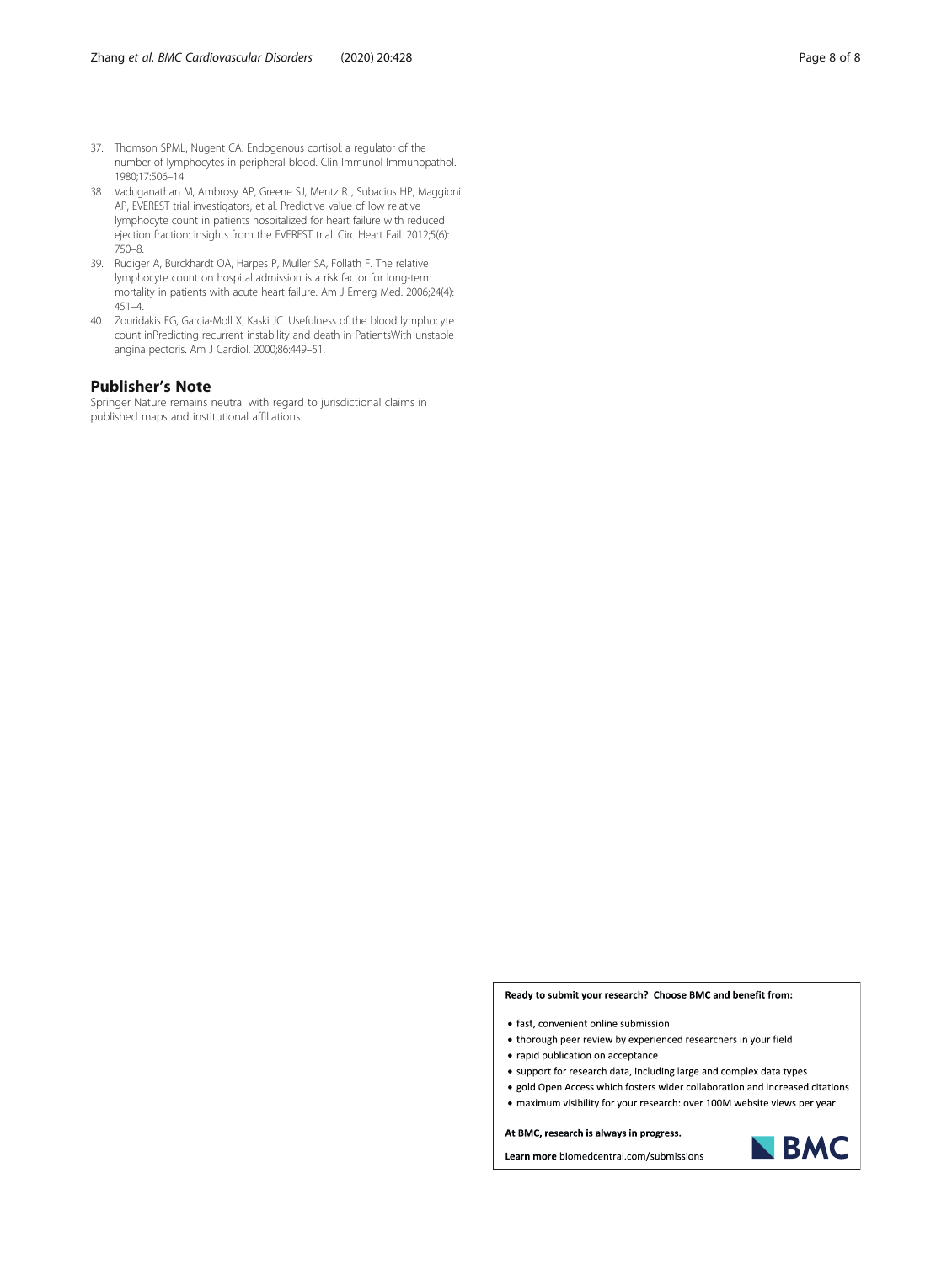37. Thomson SPML, Nugent CA. Endogenous cortisol: a regulator of the number of lymphocytes in peripheral blood. Clin Immunol Immunopathol. 1980;17:506–14.
38. Vaduganathan M, Ambrosy AP, Greene SJ, Mentz RJ, Subacius HP, Maggioni AP, EVEREST trial investigators, et al. Predictive value of low relative lymphocyte count in patients hospitalized for heart failure with reduced ejection fraction: insights from the EVEREST trial. Circ Heart Fail. 2012;5(6): 750–8.
39. Rudiger A, Burckhardt OA, Harpes P, Muller SA, Follath F. The relative lymphocyte count on hospital admission is a risk factor for long-term mortality in patients with acute heart failure. Am J Emerg Med. 2006;24(4): 451–4.
40. Zouridakis EG, Garcia-Moll X, Kaski JC. Usefulness of the blood lymphocyte count inPredicting recurrent instability and death in PatientsWith unstable angina pectoris. Am J Cardiol. 2000;86:449–51.

## Publisher's Note

Springer Nature remains neutral with regard to jurisdictional claims in published maps and institutional affiliations.

**Ready to submit your research? Choose BMC and benefit from:**

- fast, convenient online submission
- thorough peer review by experienced researchers in your field
- rapid publication on acceptance
- support for research data, including large and complex data types
- gold Open Access which fosters wider collaboration and increased citations
- maximum visibility for your research: over 100M website views per year

**At BMC, research is always in progress.**

**Learn more** biomedcentral.com/submissions

BMC